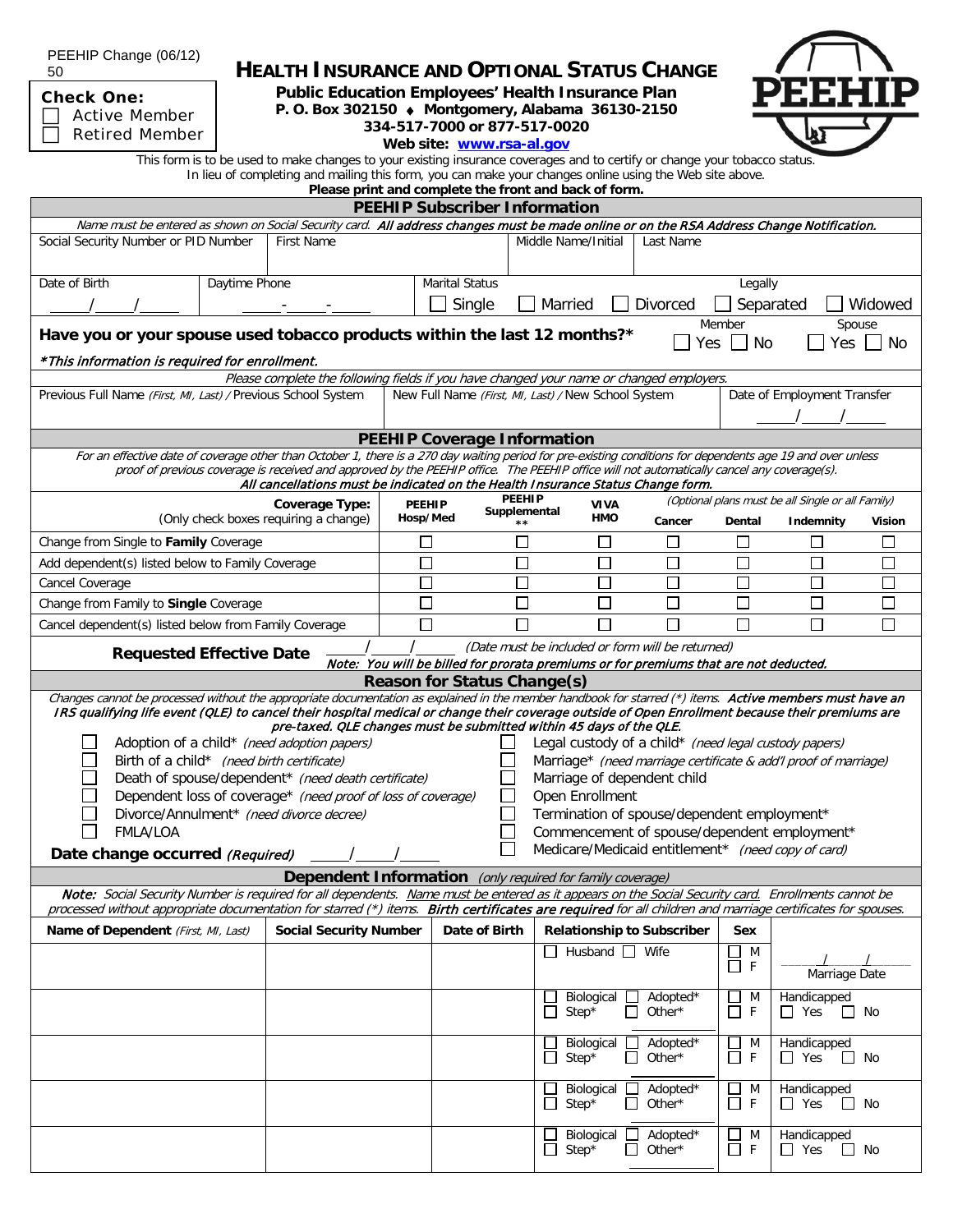PEEHIP Change (06/12)
50

**Check One:**
☐ Active Member
☐ Retired Member

# HEALTH INSURANCE AND OPTIONAL STATUS CHANGE

**Public Education Employees' Health Insurance Plan**
**P. O. Box 302150 ♦ Montgomery, Alabama 36130-2150**
**334-517-7000 or 877-517-0020**
**Web site: www.rsa-al.gov**

This form is to be used to make changes to your existing insurance coverages and to certify or change your tobacco status.
In lieu of completing and mailing this form, you can make your changes online using the Web site above.
**Please print and complete the front and back of form.**

## PEEHIP Subscriber Information

*Name must be entered as shown on Social Security card.* ***All address changes must be made online or on the RSA Address Change Notification.***

| Social Security Number or PID Number | First Name | Middle Name/Initial | Last Name |
|---|---|---|---|
| | | | |

| Date of Birth | Daytime Phone | Marital Status |
|---|---|---|
| \_\_\_\_/\_\_\_\_/\_\_\_\_ | \_\_\_\_-\_\_\_\_-\_\_\_\_ | ☐ Single ☐ Married ☐ Divorced ☐ Legally Separated ☐ Widowed |

**Have you or your spouse used tobacco products within the last 12 months?*** Member ☐ Yes ☐ No Spouse ☐ Yes ☐ No

***This information is required for enrollment.***

*Please complete the following fields if you have changed your name or changed employers.*

| Previous Full Name *(First, MI, Last)* / Previous School System | New Full Name *(First, MI, Last)* / New School System | Date of Employment Transfer |
|---|---|---|
| | | \_\_\_\_/\_\_\_\_/\_\_\_\_ |

## PEEHIP Coverage Information

*For an effective date of coverage other than October 1, there is a 270 day waiting period for pre-existing conditions for dependents age 19 and over unless proof of previous coverage is received and approved by the PEEHIP office. The PEEHIP office will not automatically cancel any coverage(s).*
***All cancellations must be indicated on the Health Insurance Status Change form.***

*(Optional plans must be all Single or all Family)*

| **Coverage Type:** (Only check boxes requiring a change) | PEEHIP Hosp/Med | PEEHIP Supplemental ** | VIVA HMO | Cancer | Dental | Indemnity | Vision |
|---|---|---|---|---|---|---|---|
| Change from Single to **Family** Coverage | ☐ | ☐ | ☐ | ☐ | ☐ | ☐ | ☐ |
| Add dependent(s) listed below to Family Coverage | ☐ | ☐ | ☐ | ☐ | ☐ | ☐ | ☐ |
| Cancel Coverage | ☐ | ☐ | ☐ | ☐ | ☐ | ☐ | ☐ |
| Change from Family to **Single** Coverage | ☐ | ☐ | ☐ | ☐ | ☐ | ☐ | ☐ |
| Cancel dependent(s) listed below from Family Coverage | ☐ | ☐ | ☐ | ☐ | ☐ | ☐ | ☐ |

**Requested Effective Date** \_\_\_\_/\_\_\_\_/\_\_\_\_ *(Date must be included or form will be returned)*
***Note: You will be billed for prorata premiums or for premiums that are not deducted.***

## Reason for Status Change(s)

*Changes cannot be processed without the appropriate documentation as explained in the member handbook for starred (*) items.* ***Active members must have an IRS qualifying life event (QLE) to cancel their hospital medical or change their coverage outside of Open Enrollment because their premiums are pre-taxed. QLE changes must be submitted within 45 days of the QLE.***

- ☐ Adoption of a child* *(need adoption papers)*
- ☐ Birth of a child* *(need birth certificate)*
- ☐ Death of spouse/dependent* *(need death certificate)*
- ☐ Dependent loss of coverage* *(need proof of loss of coverage)*
- ☐ Divorce/Annulment* *(need divorce decree)*
- ☐ FMLA/LOA
- ☐ Legal custody of a child* *(need legal custody papers)*
- ☐ Marriage* *(need marriage certificate & add'l proof of marriage)*
- ☐ Marriage of dependent child
- ☐ Open Enrollment
- ☐ Termination of spouse/dependent employment*
- ☐ Commencement of spouse/dependent employment*
- ☐ Medicare/Medicaid entitlement* *(need copy of card)*

**Date change occurred** *(Required)* \_\_\_\_/\_\_\_\_/\_\_\_\_

## Dependent Information *(only required for family coverage)*

***Note:*** *Social Security Number is required for all dependents.* *Name must be entered as it appears on the Social Security card. Enrollments cannot be processed without appropriate documentation for starred (*) items.* ***Birth certificates are required*** *for all children and marriage certificates for spouses.*

| Name of Dependent *(First, MI, Last)* | Social Security Number | Date of Birth | Relationship to Subscriber | Sex | |
|---|---|---|---|---|---|
| | | | ☐ Husband ☐ Wife | ☐ M ☐ F | \_\_\_\_/\_\_\_\_/\_\_\_\_ Marriage Date |
| | | | ☐ Biological ☐ Adopted* ☐ Step* ☐ Other* | ☐ M ☐ F | Handicapped ☐ Yes ☐ No |
| | | | ☐ Biological ☐ Adopted* ☐ Step* ☐ Other* | ☐ M ☐ F | Handicapped ☐ Yes ☐ No |
| | | | ☐ Biological ☐ Adopted* ☐ Step* ☐ Other* | ☐ M ☐ F | Handicapped ☐ Yes ☐ No |
| | | | ☐ Biological ☐ Adopted* ☐ Step* ☐ Other* | ☐ M ☐ F | Handicapped ☐ Yes ☐ No |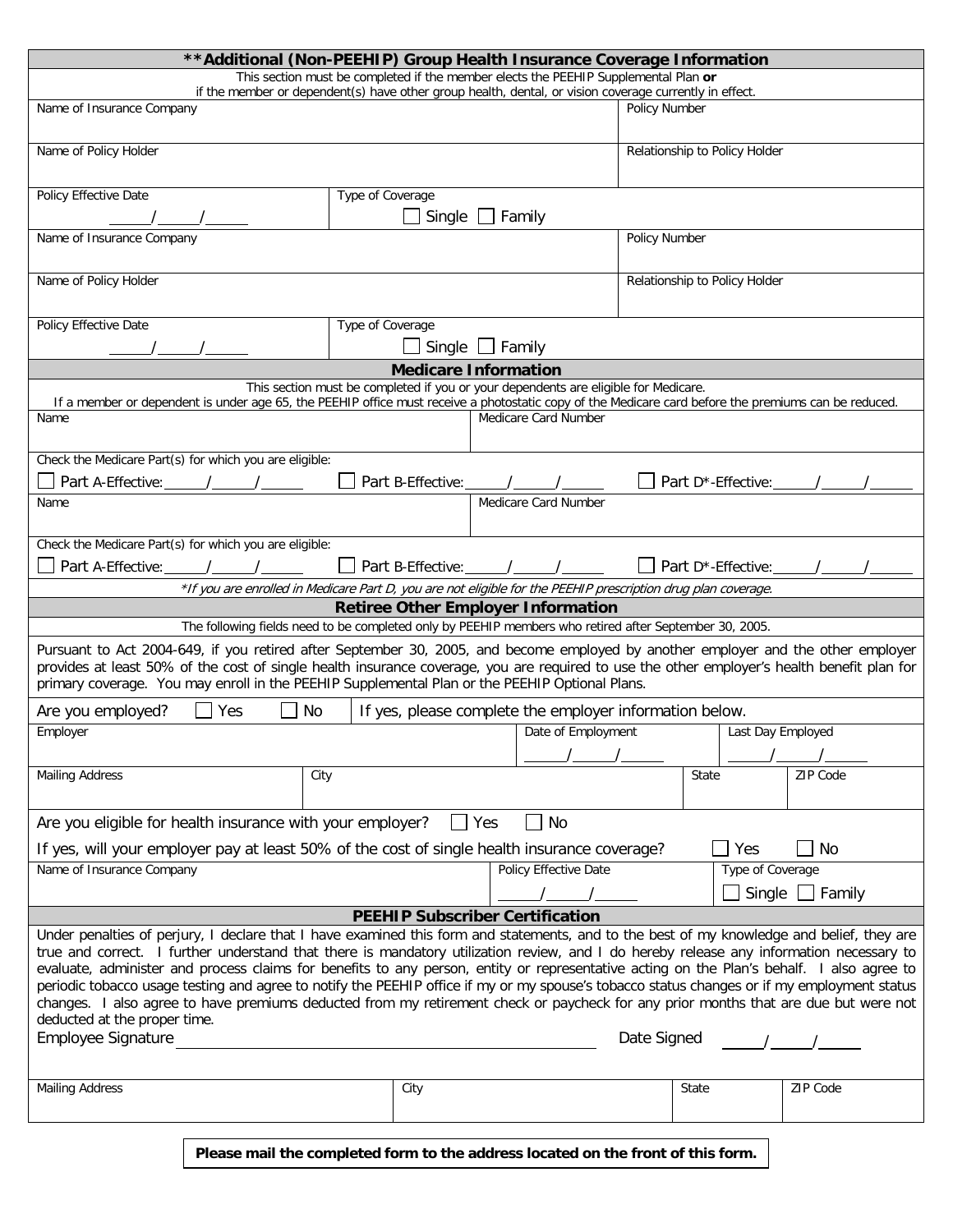## **Additional (Non-PEEHIP) Group Health Insurance Coverage Information

This section must be completed if the member elects the PEEHIP Supplemental Plan **or** if the member or dependent(s) have other group health, dental, or vision coverage currently in effect.

| | |
|---|---|
| Name of Insurance Company | Policy Number |
| Name of Policy Holder | Relationship to Policy Holder |
| Policy Effective Date \_\_\_\_/\_\_\_\_/\_\_\_\_ | Type of Coverage ☐ Single ☐ Family |
| Name of Insurance Company | Policy Number |
| Name of Policy Holder | Relationship to Policy Holder |
| Policy Effective Date \_\_\_\_/\_\_\_\_/\_\_\_\_ | Type of Coverage ☐ Single ☐ Family |

## Medicare Information

This section must be completed if you or your dependents are eligible for Medicare.
If a member or dependent is under age 65, the PEEHIP office must receive a photostatic copy of the Medicare card before the premiums can be reduced.

| | |
|---|---|
| Name | Medicare Card Number |

Check the Medicare Part(s) for which you are eligible:

☐ Part A-Effective: \_\_\_\_/\_\_\_\_/\_\_\_\_ ☐ Part B-Effective: \_\_\_\_/\_\_\_\_/\_\_\_\_ ☐ Part D*-Effective: \_\_\_\_/\_\_\_\_/\_\_\_\_

| | |
|---|---|
| Name | Medicare Card Number |

Check the Medicare Part(s) for which you are eligible:

☐ Part A-Effective: \_\_\_\_/\_\_\_\_/\_\_\_\_ ☐ Part B-Effective: \_\_\_\_/\_\_\_\_/\_\_\_\_ ☐ Part D*-Effective: \_\_\_\_/\_\_\_\_/\_\_\_\_

*\*If you are enrolled in Medicare Part D, you are not eligible for the PEEHIP prescription drug plan coverage.*

## Retiree Other Employer Information

The following fields need to be completed only by PEEHIP members who retired after September 30, 2005.

Pursuant to Act 2004-649, if you retired after September 30, 2005, and become employed by another employer and the other employer provides at least 50% of the cost of single health insurance coverage, you are required to use the other employer's health benefit plan for primary coverage. You may enroll in the PEEHIP Supplemental Plan or the PEEHIP Optional Plans.

Are you employed? ☐ Yes ☐ No If yes, please complete the employer information below.

| | | | | |
|---|---|---|---|---|
| Employer | | Date of Employment \_\_\_\_/\_\_\_\_/\_\_\_\_ | Last Day Employed \_\_\_\_/\_\_\_\_/\_\_\_\_ | |
| Mailing Address | City | | State | ZIP Code |

Are you eligible for health insurance with your employer? ☐ Yes ☐ No

If yes, will your employer pay at least 50% of the cost of single health insurance coverage? ☐ Yes ☐ No

| | | |
|---|---|---|
| Name of Insurance Company | Policy Effective Date \_\_\_\_/\_\_\_\_/\_\_\_\_ | Type of Coverage ☐ Single ☐ Family |

## PEEHIP Subscriber Certification

Under penalties of perjury, I declare that I have examined this form and statements, and to the best of my knowledge and belief, they are true and correct. I further understand that there is mandatory utilization review, and I do hereby release any information necessary to evaluate, administer and process claims for benefits to any person, entity or representative acting on the Plan's behalf. I also agree to periodic tobacco usage testing and agree to notify the PEEHIP office if my or my spouse's tobacco status changes or if my employment status changes. I also agree to have premiums deducted from my retirement check or paycheck for any prior months that are due but were not deducted at the proper time.

Employee Signature \_\_\_\_\_\_\_\_\_\_\_\_\_\_\_\_\_\_\_\_\_\_\_\_\_\_\_\_ Date Signed \_\_\_\_/\_\_\_\_/\_\_\_\_

| | | | |
|---|---|---|---|
| Mailing Address | City | State | ZIP Code |

**Please mail the completed form to the address located on the front of this form.**